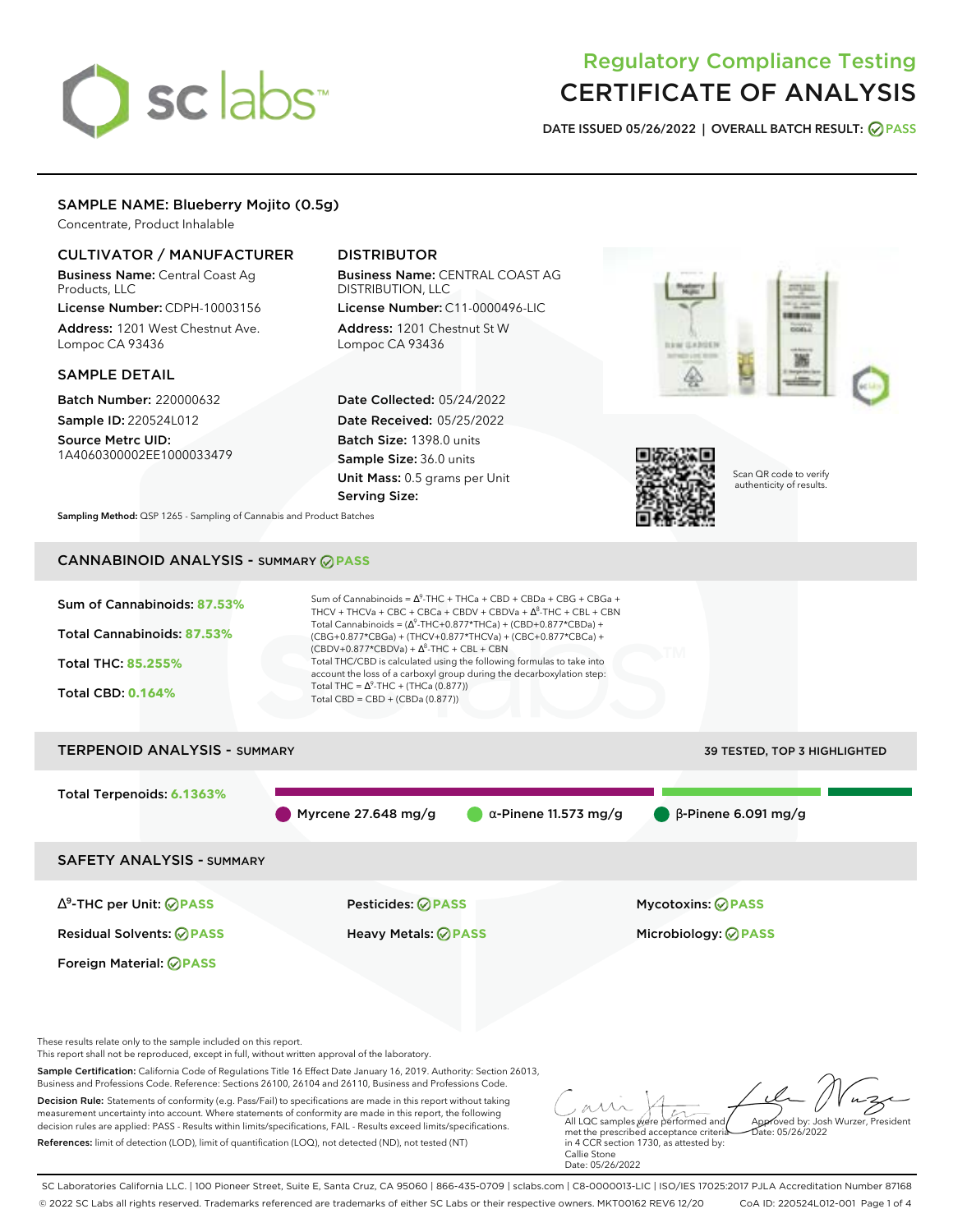# Regulatory Compliance Testing
# CERTIFICATE OF ANALYSIS

**DATE ISSUED** 05/26/2022 | **OVERALL BATCH RESULT:** PASS

## SAMPLE NAME: Blueberry Mojito (0.5g)

Concentrate, Product Inhalable

### CULTIVATOR / MANUFACTURER

**Business Name:** Central Coast Ag Products, LLC

**License Number:** CDPH-10003156

**Address:** 1201 West Chestnut Ave. Lompoc CA 93436

### DISTRIBUTOR

**Business Name:** CENTRAL COAST AG DISTRIBUTION, LLC

**License Number:** C11-0000496-LIC

**Address:** 1201 Chestnut St W Lompoc CA 93436

### SAMPLE DETAIL

**Batch Number:** 220000632

**Sample ID:** 220524L012

**Source Metrc UID:** 1A4060300002EE1000033479

**Date Collected:** 05/24/2022

**Date Received:** 05/25/2022

**Batch Size:** 1398.0 units

**Sample Size:** 36.0 units

**Unit Mass:** 0.5 grams per Unit

**Serving Size:**

Scan QR code to verify authenticity of results.

**Sampling Method:** QSP 1265 - Sampling of Cannabis and Product Batches

## CANNABINOID ANALYSIS - SUMMARY PASS

**Sum of Cannabinoids:** 87.53%

**Total Cannabinoids:** 87.53%

**Total THC:** 85.255%

**Total CBD:** 0.164%

Sum of Cannabinoids = $\Delta^9$-THC + THCa + CBD + CBDa + CBG + CBGa + THCV + THCVa + CBC + CBCa + CBDV + CBDVa + $\Delta^8$-THC + CBL + CBN

Total Cannabinoids = ($\Delta^9$-THC+0.877*THCa) + (CBD+0.877*CBDa) + (CBG+0.877*CBGa) + (THCV+0.877*THCVa) + (CBC+0.877*CBCa) + (CBDV+0.877*CBDVa) + $\Delta^8$-THC + CBL + CBN

Total THC/CBD is calculated using the following formulas to take into account the loss of a carboxyl group during the decarboxylation step:

Total THC = $\Delta^9$-THC + (THCa (0.877))

Total CBD = CBD + (CBDa (0.877))

## TERPENOID ANALYSIS - SUMMARY

39 TESTED, TOP 3 HIGHLIGHTED

**Total Terpenoids:** 6.1363%

Myrcene 27.648 mg/g | α-Pinene 11.573 mg/g | β-Pinene 6.091 mg/g

## SAFETY ANALYSIS - SUMMARY

| | | |
|---|---|---|
| $\Delta^9$-THC per Unit: PASS | Pesticides: PASS | Mycotoxins: PASS |
| Residual Solvents: PASS | Heavy Metals: PASS | Microbiology: PASS |
| Foreign Material: PASS | | |

These results relate only to the sample included on this report.
This report shall not be reproduced, except in full, without written approval of the laboratory.

**Sample Certification:** California Code of Regulations Title 16 Effect Date January 16, 2019. Authority: Section 26013, Business and Professions Code. Reference: Sections 26100, 26104 and 26110, Business and Professions Code.

**Decision Rule:** Statements of conformity (e.g. Pass/Fail) to specifications are made in this report without taking measurement uncertainty into account. Where statements of conformity are made in this report, the following decision rules are applied: PASS - Results within limits/specifications, FAIL - Results exceed limits/specifications.

**References:** limit of detection (LOD), limit of quantification (LOQ), not detected (ND), not tested (NT)

All LQC samples were performed and met the prescribed acceptance criteria in 4 CCR section 1730, as attested by: Callie Stone Date: 05/26/2022

Approved by: Josh Wurzer, President Date: 05/26/2022

SC Laboratories California LLC. | 100 Pioneer Street, Suite E, Santa Cruz, CA 95060 | 866-435-0709 | sclabs.com | C8-0000013-LIC | ISO/IES 17025:2017 PJLA Accreditation Number 87168
© 2022 SC Labs all rights reserved. Trademarks referenced are trademarks of either SC Labs or their respective owners. MKT00162 REV6 12/20 CoA ID: 220524L012-001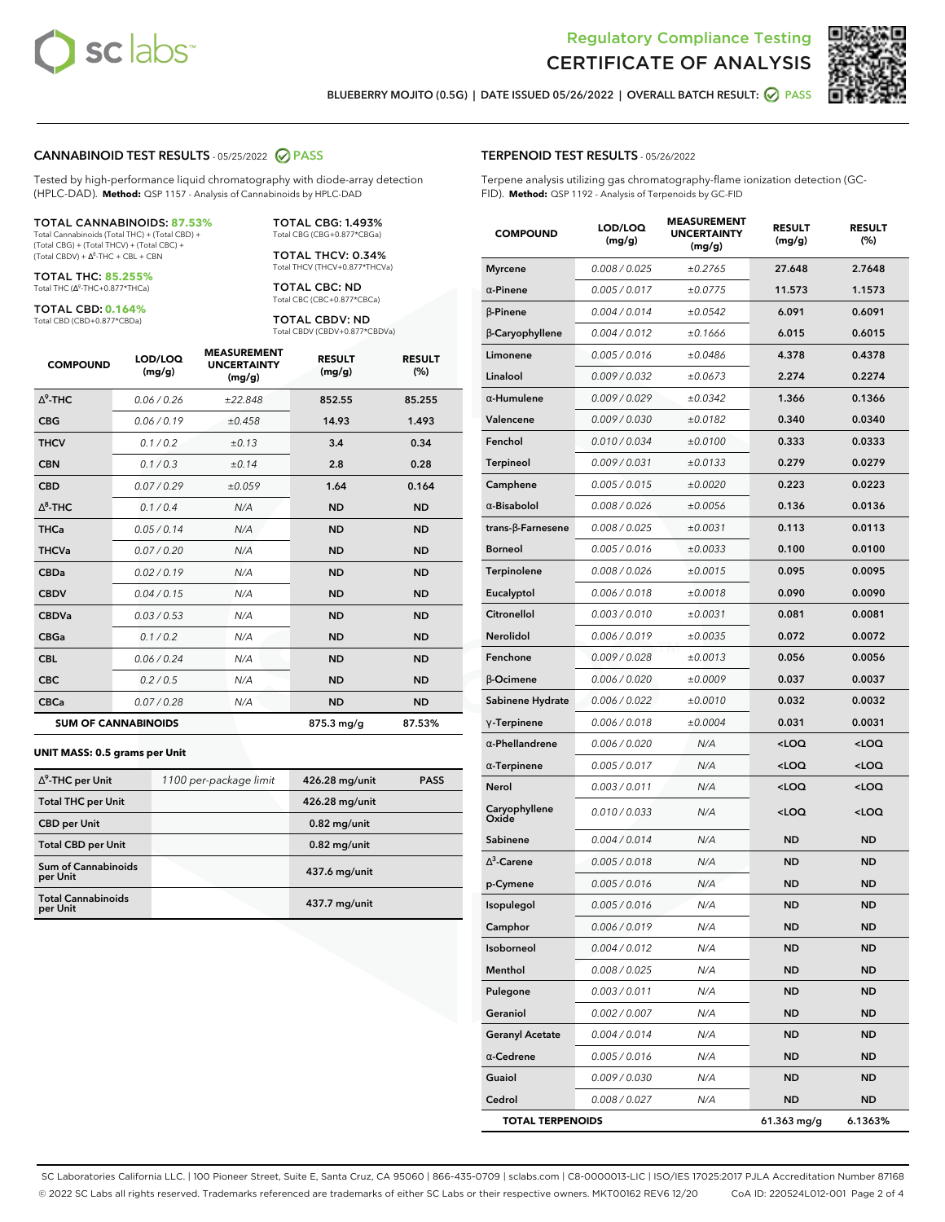Regulatory Compliance Testing

# CERTIFICATE OF ANALYSIS

BLUEBERRY MOJITO (0.5G) | DATE ISSUED 05/26/2022 | OVERALL BATCH RESULT: PASS

## CANNABINOID TEST RESULTS - 05/25/2022 PASS

Tested by high-performance liquid chromatography with diode-array detection (HPLC-DAD). **Method:** QSP 1157 - Analysis of Cannabinoids by HPLC-DAD

**TOTAL CANNABINOIDS: 87.53%**
Total Cannabinoids (Total THC) + (Total CBD) + (Total CBG) + (Total THCV) + (Total CBC) + (Total CBDV) + $\Delta^8$-THC + CBL + CBN

**TOTAL THC: 85.255%**
Total THC ($\Delta^9$-THC+0.877*THCa)

**TOTAL CBD: 0.164%**
Total CBD (CBD+0.877*CBDa)

**TOTAL CBG: 1.493%**
Total CBG (CBG+0.877*CBGa)

**TOTAL THCV: 0.34%**
Total THCV (THCV+0.877*THCVa)

**TOTAL CBC: ND**
Total CBC (CBC+0.877*CBCa)

**TOTAL CBDV: ND**
Total CBDV (CBDV+0.877*CBDVa)

| COMPOUND | LOD/LOQ (mg/g) | MEASUREMENT UNCERTAINTY (mg/g) | RESULT (mg/g) | RESULT (%) |
|---|---|---|---|---|
| $\Delta^9$-THC | 0.06 / 0.26 | ±22.848 | 852.55 | 85.255 |
| CBG | 0.06 / 0.19 | ±0.458 | 14.93 | 1.493 |
| THCV | 0.1 / 0.2 | ±0.13 | 3.4 | 0.34 |
| CBN | 0.1 / 0.3 | ±0.14 | 2.8 | 0.28 |
| CBD | 0.07 / 0.29 | ±0.059 | 1.64 | 0.164 |
| $\Delta^8$-THC | 0.1 / 0.4 | N/A | ND | ND |
| THCa | 0.05 / 0.14 | N/A | ND | ND |
| THCVa | 0.07 / 0.20 | N/A | ND | ND |
| CBDa | 0.02 / 0.19 | N/A | ND | ND |
| CBDV | 0.04 / 0.15 | N/A | ND | ND |
| CBDVa | 0.03 / 0.53 | N/A | ND | ND |
| CBGa | 0.1 / 0.2 | N/A | ND | ND |
| CBL | 0.06 / 0.24 | N/A | ND | ND |
| CBC | 0.2 / 0.5 | N/A | ND | ND |
| CBCa | 0.07 / 0.28 | N/A | ND | ND |
| **SUM OF CANNABINOIDS** | | | 875.3 mg/g | 87.53% |

**UNIT MASS: 0.5 grams per Unit**

| | | | |
|---|---|---|---|
| $\Delta^9$-THC per Unit | 1100 per-package limit | 426.28 mg/unit | PASS |
| Total THC per Unit | | 426.28 mg/unit | |
| CBD per Unit | | 0.82 mg/unit | |
| Total CBD per Unit | | 0.82 mg/unit | |
| Sum of Cannabinoids per Unit | | 437.6 mg/unit | |
| Total Cannabinoids per Unit | | 437.7 mg/unit | |

## TERPENOID TEST RESULTS - 05/26/2022

Terpene analysis utilizing gas chromatography-flame ionization detection (GC-FID). **Method:** QSP 1192 - Analysis of Terpenoids by GC-FID

| COMPOUND | LOD/LOQ (mg/g) | MEASUREMENT UNCERTAINTY (mg/g) | RESULT (mg/g) | RESULT (%) |
|---|---|---|---|---|
| Myrcene | 0.008 / 0.025 | ±0.2765 | 27.648 | 2.7648 |
| α-Pinene | 0.005 / 0.017 | ±0.0775 | 11.573 | 1.1573 |
| β-Pinene | 0.004 / 0.014 | ±0.0542 | 6.091 | 0.6091 |
| β-Caryophyllene | 0.004 / 0.012 | ±0.1666 | 6.015 | 0.6015 |
| Limonene | 0.005 / 0.016 | ±0.0486 | 4.378 | 0.4378 |
| Linalool | 0.009 / 0.032 | ±0.0673 | 2.274 | 0.2274 |
| α-Humulene | 0.009 / 0.029 | ±0.0342 | 1.366 | 0.1366 |
| Valencene | 0.009 / 0.030 | ±0.0182 | 0.340 | 0.0340 |
| Fenchol | 0.010 / 0.034 | ±0.0100 | 0.333 | 0.0333 |
| Terpineol | 0.009 / 0.031 | ±0.0133 | 0.279 | 0.0279 |
| Camphene | 0.005 / 0.015 | ±0.0020 | 0.223 | 0.0223 |
| α-Bisabolol | 0.008 / 0.026 | ±0.0056 | 0.136 | 0.0136 |
| trans-β-Farnesene | 0.008 / 0.025 | ±0.0031 | 0.113 | 0.0113 |
| Borneol | 0.005 / 0.016 | ±0.0033 | 0.100 | 0.0100 |
| Terpinolene | 0.008 / 0.026 | ±0.0015 | 0.095 | 0.0095 |
| Eucalyptol | 0.006 / 0.018 | ±0.0018 | 0.090 | 0.0090 |
| Citronellol | 0.003 / 0.010 | ±0.0031 | 0.081 | 0.0081 |
| Nerolidol | 0.006 / 0.019 | ±0.0035 | 0.072 | 0.0072 |
| Fenchone | 0.009 / 0.028 | ±0.0013 | 0.056 | 0.0056 |
| β-Ocimene | 0.006 / 0.020 | ±0.0009 | 0.037 | 0.0037 |
| Sabinene Hydrate | 0.006 / 0.022 | ±0.0010 | 0.032 | 0.0032 |
| γ-Terpinene | 0.006 / 0.018 | ±0.0004 | 0.031 | 0.0031 |
| α-Phellandrene | 0.006 / 0.020 | N/A | <LOQ | <LOQ |
| α-Terpinene | 0.005 / 0.017 | N/A | <LOQ | <LOQ |
| Nerol | 0.003 / 0.011 | N/A | <LOQ | <LOQ |
| Caryophyllene Oxide | 0.010 / 0.033 | N/A | <LOQ | <LOQ |
| Sabinene | 0.004 / 0.014 | N/A | ND | ND |
| $\Delta^3$-Carene | 0.005 / 0.018 | N/A | ND | ND |
| p-Cymene | 0.005 / 0.016 | N/A | ND | ND |
| Isopulegol | 0.005 / 0.016 | N/A | ND | ND |
| Camphor | 0.006 / 0.019 | N/A | ND | ND |
| Isoborneol | 0.004 / 0.012 | N/A | ND | ND |
| Menthol | 0.008 / 0.025 | N/A | ND | ND |
| Pulegone | 0.003 / 0.011 | N/A | ND | ND |
| Geraniol | 0.002 / 0.007 | N/A | ND | ND |
| Geranyl Acetate | 0.004 / 0.014 | N/A | ND | ND |
| α-Cedrene | 0.005 / 0.016 | N/A | ND | ND |
| Guaiol | 0.009 / 0.030 | N/A | ND | ND |
| Cedrol | 0.008 / 0.027 | N/A | ND | ND |
| **TOTAL TERPENOIDS** | | | 61.363 mg/g | 6.1363% |

SC Laboratories California LLC. | 100 Pioneer Street, Suite E, Santa Cruz, CA 95060 | 866-435-0709 | sclabs.com | C8-0000013-LIC | ISO/IES 17025:2017 PJLA Accreditation Number 87168
© 2022 SC Labs all rights reserved. Trademarks referenced are trademarks of either SC Labs or their respective owners. MKT00162 REV6 12/20 CoA ID: 220524L012-001